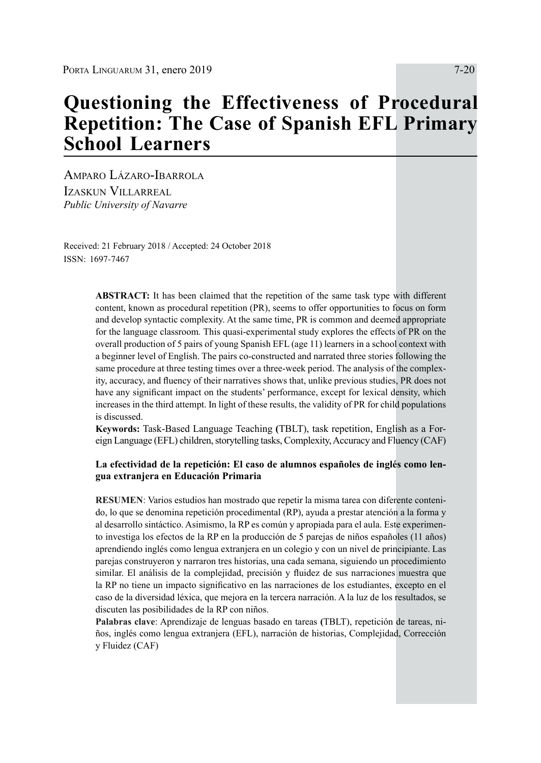# Questioning the Effectiveness of Procedural Repetition: The Case of Spanish EFL Primary School Learners

Amparo Lázaro-Ibarrola
Izaskun Villarreal
*Public University of Navarre*

Received: 21 February 2018 / Accepted: 24 October 2018
ISSN: 1697-7467

**ABSTRACT:** It has been claimed that the repetition of the same task type with different content, known as procedural repetition (PR), seems to offer opportunities to focus on form and develop syntactic complexity. At the same time, PR is common and deemed appropriate for the language classroom. This quasi-experimental study explores the effects of PR on the overall production of 5 pairs of young Spanish EFL (age 11) learners in a school context with a beginner level of English. The pairs co-constructed and narrated three stories following the same procedure at three testing times over a three-week period. The analysis of the complexity, accuracy, and fluency of their narratives shows that, unlike previous studies, PR does not have any significant impact on the students' performance, except for lexical density, which increases in the third attempt. In light of these results, the validity of PR for child populations is discussed.

**Keywords:** Task-Based Language Teaching (TBLT), task repetition, English as a Foreign Language (EFL) children, storytelling tasks, Complexity, Accuracy and Fluency (CAF)

**La efectividad de la repetición: El caso de alumnos españoles de inglés como lengua extranjera en Educación Primaria**

**RESUMEN**: Varios estudios han mostrado que repetir la misma tarea con diferente contenido, lo que se denomina repetición procedimental (RP), ayuda a prestar atención a la forma y al desarrollo sintáctico. Asimismo, la RP es común y apropiada para el aula. Este experimento investiga los efectos de la RP en la producción de 5 parejas de niños españoles (11 años) aprendiendo inglés como lengua extranjera en un colegio y con un nivel de principiante. Las parejas construyeron y narraron tres historias, una cada semana, siguiendo un procedimiento similar. El análisis de la complejidad, precisión y fluidez de sus narraciones muestra que la RP no tiene un impacto significativo en las narraciones de los estudiantes, excepto en el caso de la diversidad léxica, que mejora en la tercera narración. A la luz de los resultados, se discuten las posibilidades de la RP con niños.

**Palabras clave**: Aprendizaje de lenguas basado en tareas (TBLT), repetición de tareas, niños, inglés como lengua extranjera (EFL), narración de historias, Complejidad, Corrección y Fluidez (CAF)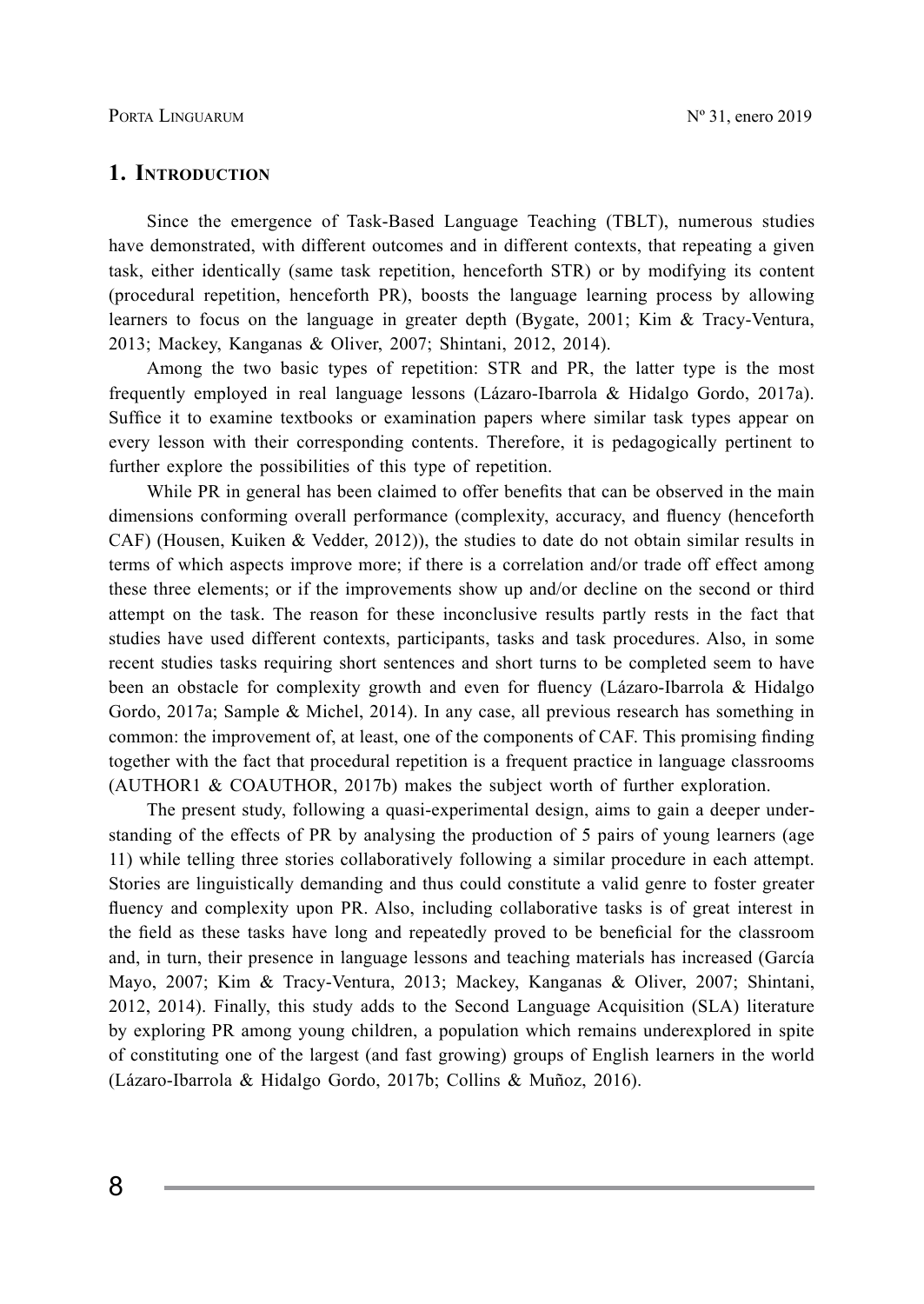## 1. Introduction

Since the emergence of Task-Based Language Teaching (TBLT), numerous studies have demonstrated, with different outcomes and in different contexts, that repeating a given task, either identically (same task repetition, henceforth STR) or by modifying its content (procedural repetition, henceforth PR), boosts the language learning process by allowing learners to focus on the language in greater depth (Bygate, 2001; Kim & Tracy-Ventura, 2013; Mackey, Kanganas & Oliver, 2007; Shintani, 2012, 2014).

Among the two basic types of repetition: STR and PR, the latter type is the most frequently employed in real language lessons (Lázaro-Ibarrola & Hidalgo Gordo, 2017a). Suffice it to examine textbooks or examination papers where similar task types appear on every lesson with their corresponding contents. Therefore, it is pedagogically pertinent to further explore the possibilities of this type of repetition.

While PR in general has been claimed to offer benefits that can be observed in the main dimensions conforming overall performance (complexity, accuracy, and fluency (henceforth CAF) (Housen, Kuiken & Vedder, 2012)), the studies to date do not obtain similar results in terms of which aspects improve more; if there is a correlation and/or trade off effect among these three elements; or if the improvements show up and/or decline on the second or third attempt on the task. The reason for these inconclusive results partly rests in the fact that studies have used different contexts, participants, tasks and task procedures. Also, in some recent studies tasks requiring short sentences and short turns to be completed seem to have been an obstacle for complexity growth and even for fluency (Lázaro-Ibarrola & Hidalgo Gordo, 2017a; Sample & Michel, 2014). In any case, all previous research has something in common: the improvement of, at least, one of the components of CAF. This promising finding together with the fact that procedural repetition is a frequent practice in language classrooms (AUTHOR1 & COAUTHOR, 2017b) makes the subject worth of further exploration.

The present study, following a quasi-experimental design, aims to gain a deeper understanding of the effects of PR by analysing the production of 5 pairs of young learners (age 11) while telling three stories collaboratively following a similar procedure in each attempt. Stories are linguistically demanding and thus could constitute a valid genre to foster greater fluency and complexity upon PR. Also, including collaborative tasks is of great interest in the field as these tasks have long and repeatedly proved to be beneficial for the classroom and, in turn, their presence in language lessons and teaching materials has increased (García Mayo, 2007; Kim & Tracy-Ventura, 2013; Mackey, Kanganas & Oliver, 2007; Shintani, 2012, 2014). Finally, this study adds to the Second Language Acquisition (SLA) literature by exploring PR among young children, a population which remains underexplored in spite of constituting one of the largest (and fast growing) groups of English learners in the world (Lázaro-Ibarrola & Hidalgo Gordo, 2017b; Collins & Muñoz, 2016).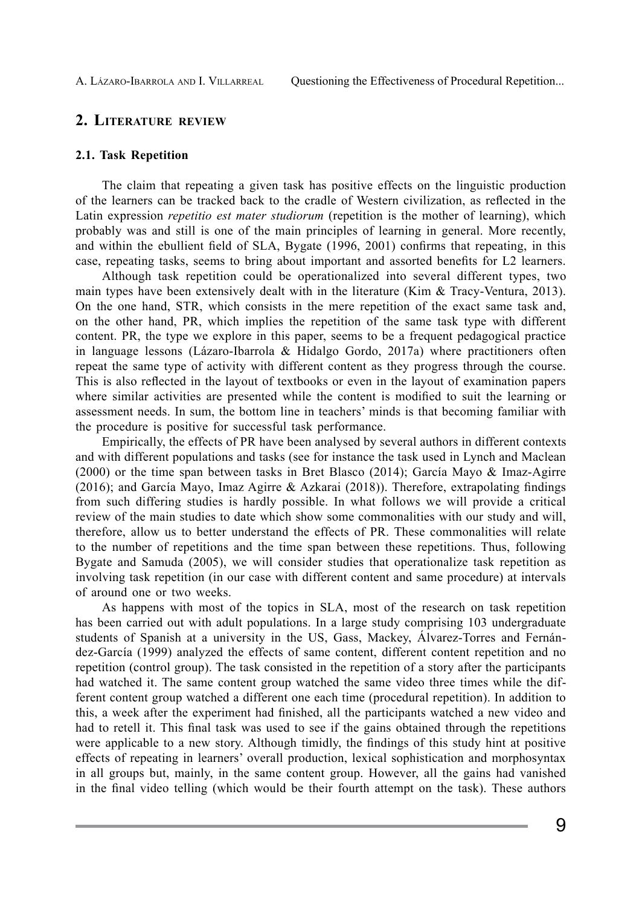## 2. Literature review

### 2.1. Task Repetition

The claim that repeating a given task has positive effects on the linguistic production of the learners can be tracked back to the cradle of Western civilization, as reflected in the Latin expression *repetitio est mater studiorum* (repetition is the mother of learning), which probably was and still is one of the main principles of learning in general. More recently, and within the ebullient field of SLA, Bygate (1996, 2001) confirms that repeating, in this case, repeating tasks, seems to bring about important and assorted benefits for L2 learners.

Although task repetition could be operationalized into several different types, two main types have been extensively dealt with in the literature (Kim & Tracy-Ventura, 2013). On the one hand, STR, which consists in the mere repetition of the exact same task and, on the other hand, PR, which implies the repetition of the same task type with different content. PR, the type we explore in this paper, seems to be a frequent pedagogical practice in language lessons (Lázaro-Ibarrola & Hidalgo Gordo, 2017a) where practitioners often repeat the same type of activity with different content as they progress through the course. This is also reflected in the layout of textbooks or even in the layout of examination papers where similar activities are presented while the content is modified to suit the learning or assessment needs. In sum, the bottom line in teachers' minds is that becoming familiar with the procedure is positive for successful task performance.

Empirically, the effects of PR have been analysed by several authors in different contexts and with different populations and tasks (see for instance the task used in Lynch and Maclean (2000) or the time span between tasks in Bret Blasco (2014); García Mayo & Imaz-Agirre (2016); and García Mayo, Imaz Agirre & Azkarai (2018)). Therefore, extrapolating findings from such differing studies is hardly possible. In what follows we will provide a critical review of the main studies to date which show some commonalities with our study and will, therefore, allow us to better understand the effects of PR. These commonalities will relate to the number of repetitions and the time span between these repetitions. Thus, following Bygate and Samuda (2005), we will consider studies that operationalize task repetition as involving task repetition (in our case with different content and same procedure) at intervals of around one or two weeks.

As happens with most of the topics in SLA, most of the research on task repetition has been carried out with adult populations. In a large study comprising 103 undergraduate students of Spanish at a university in the US, Gass, Mackey, Álvarez-Torres and Fernández-García (1999) analyzed the effects of same content, different content repetition and no repetition (control group). The task consisted in the repetition of a story after the participants had watched it. The same content group watched the same video three times while the different content group watched a different one each time (procedural repetition). In addition to this, a week after the experiment had finished, all the participants watched a new video and had to retell it. This final task was used to see if the gains obtained through the repetitions were applicable to a new story. Although timidly, the findings of this study hint at positive effects of repeating in learners' overall production, lexical sophistication and morphosyntax in all groups but, mainly, in the same content group. However, all the gains had vanished in the final video telling (which would be their fourth attempt on the task). These authors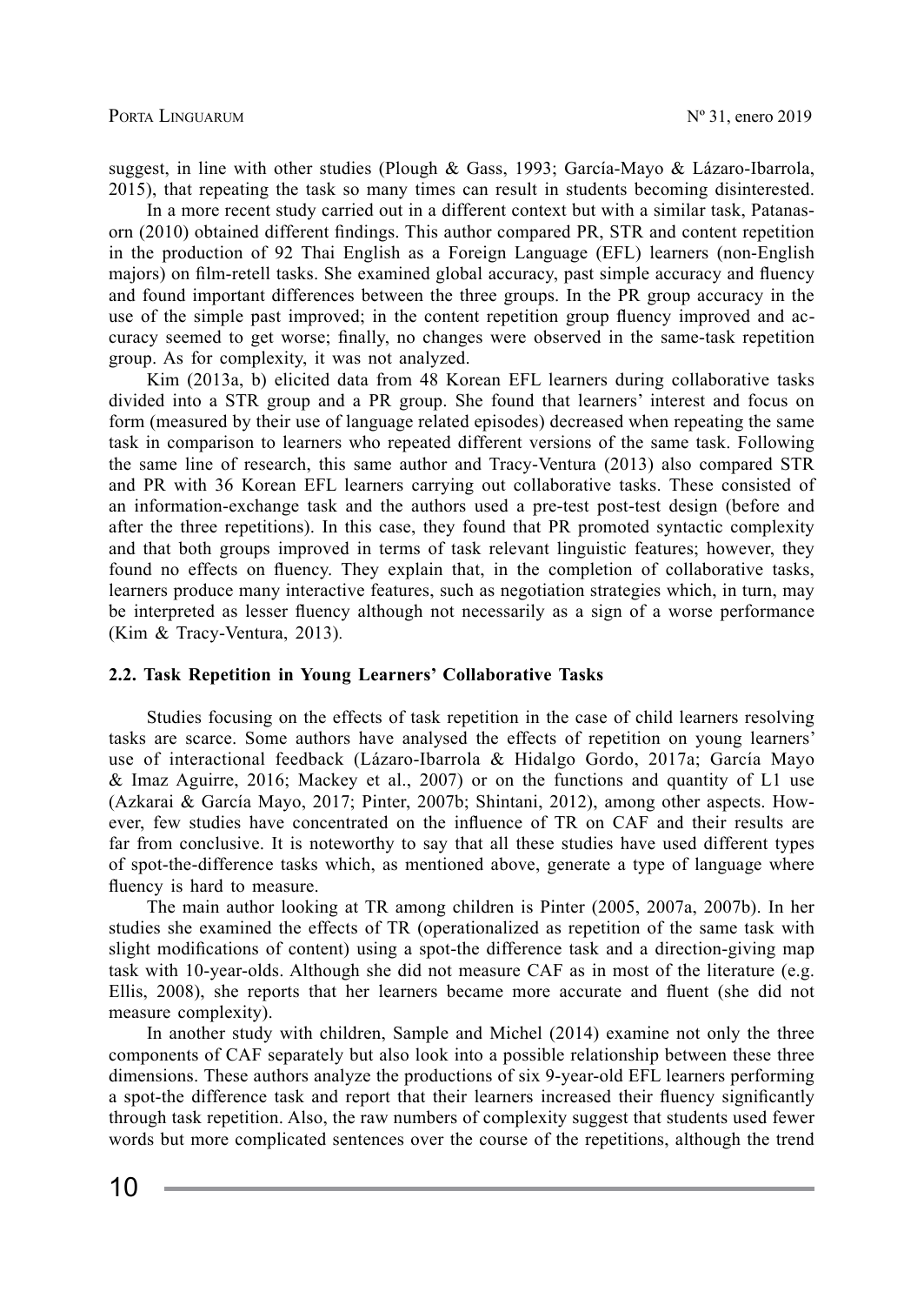suggest, in line with other studies (Plough & Gass, 1993; García-Mayo & Lázaro-Ibarrola, 2015), that repeating the task so many times can result in students becoming disinterested.

In a more recent study carried out in a different context but with a similar task, Patanasorn (2010) obtained different findings. This author compared PR, STR and content repetition in the production of 92 Thai English as a Foreign Language (EFL) learners (non-English majors) on film-retell tasks. She examined global accuracy, past simple accuracy and fluency and found important differences between the three groups. In the PR group accuracy in the use of the simple past improved; in the content repetition group fluency improved and accuracy seemed to get worse; finally, no changes were observed in the same-task repetition group. As for complexity, it was not analyzed.

Kim (2013a, b) elicited data from 48 Korean EFL learners during collaborative tasks divided into a STR group and a PR group. She found that learners' interest and focus on form (measured by their use of language related episodes) decreased when repeating the same task in comparison to learners who repeated different versions of the same task. Following the same line of research, this same author and Tracy-Ventura (2013) also compared STR and PR with 36 Korean EFL learners carrying out collaborative tasks. These consisted of an information-exchange task and the authors used a pre-test post-test design (before and after the three repetitions). In this case, they found that PR promoted syntactic complexity and that both groups improved in terms of task relevant linguistic features; however, they found no effects on fluency. They explain that, in the completion of collaborative tasks, learners produce many interactive features, such as negotiation strategies which, in turn, may be interpreted as lesser fluency although not necessarily as a sign of a worse performance (Kim & Tracy-Ventura, 2013).

### 2.2. Task Repetition in Young Learners' Collaborative Tasks

Studies focusing on the effects of task repetition in the case of child learners resolving tasks are scarce. Some authors have analysed the effects of repetition on young learners' use of interactional feedback (Lázaro-Ibarrola & Hidalgo Gordo, 2017a; García Mayo & Imaz Aguirre, 2016; Mackey et al., 2007) or on the functions and quantity of L1 use (Azkarai & García Mayo, 2017; Pinter, 2007b; Shintani, 2012), among other aspects. However, few studies have concentrated on the influence of TR on CAF and their results are far from conclusive. It is noteworthy to say that all these studies have used different types of spot-the-difference tasks which, as mentioned above, generate a type of language where fluency is hard to measure.

The main author looking at TR among children is Pinter (2005, 2007a, 2007b). In her studies she examined the effects of TR (operationalized as repetition of the same task with slight modifications of content) using a spot-the difference task and a direction-giving map task with 10-year-olds. Although she did not measure CAF as in most of the literature (e.g. Ellis, 2008), she reports that her learners became more accurate and fluent (she did not measure complexity).

In another study with children, Sample and Michel (2014) examine not only the three components of CAF separately but also look into a possible relationship between these three dimensions. These authors analyze the productions of six 9-year-old EFL learners performing a spot-the difference task and report that their learners increased their fluency significantly through task repetition. Also, the raw numbers of complexity suggest that students used fewer words but more complicated sentences over the course of the repetitions, although the trend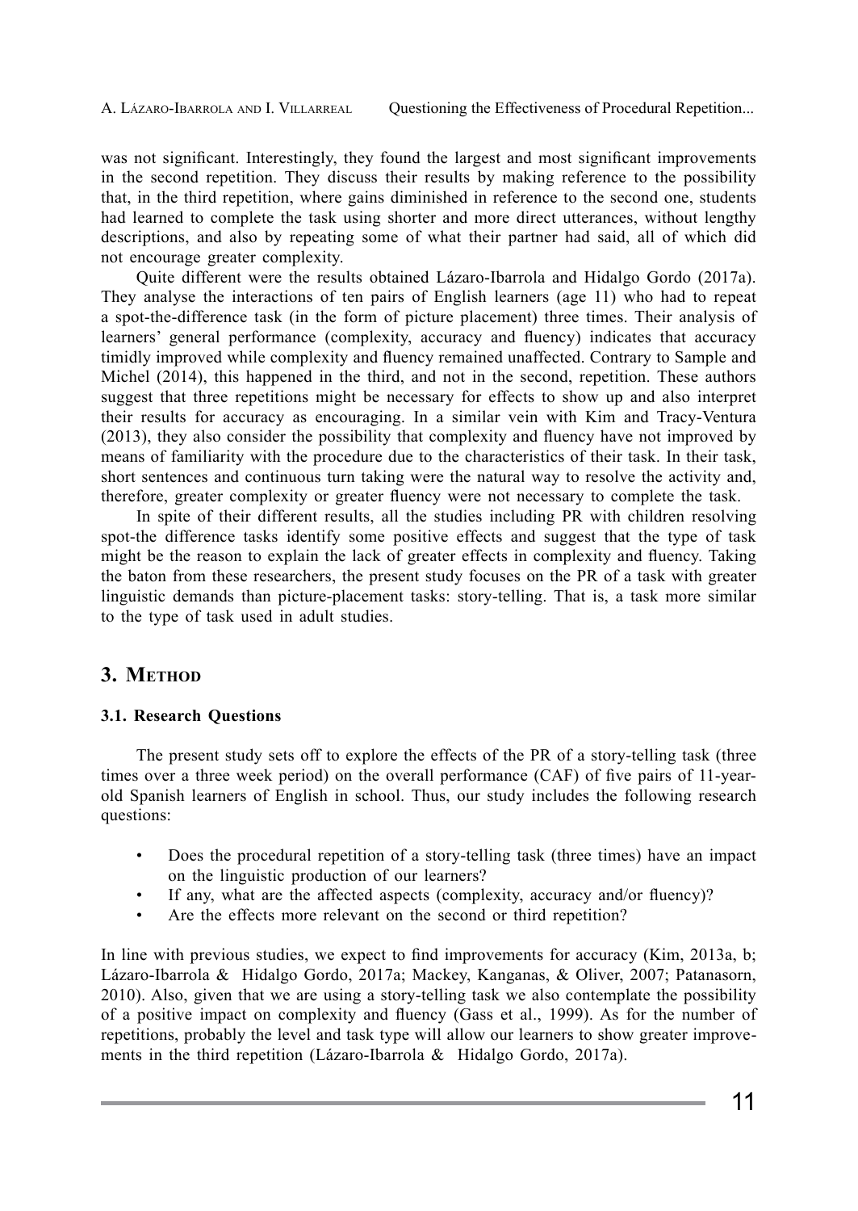was not significant. Interestingly, they found the largest and most significant improvements in the second repetition. They discuss their results by making reference to the possibility that, in the third repetition, where gains diminished in reference to the second one, students had learned to complete the task using shorter and more direct utterances, without lengthy descriptions, and also by repeating some of what their partner had said, all of which did not encourage greater complexity.

Quite different were the results obtained Lázaro-Ibarrola and Hidalgo Gordo (2017a). They analyse the interactions of ten pairs of English learners (age 11) who had to repeat a spot-the-difference task (in the form of picture placement) three times. Their analysis of learners' general performance (complexity, accuracy and fluency) indicates that accuracy timidly improved while complexity and fluency remained unaffected. Contrary to Sample and Michel (2014), this happened in the third, and not in the second, repetition. These authors suggest that three repetitions might be necessary for effects to show up and also interpret their results for accuracy as encouraging. In a similar vein with Kim and Tracy-Ventura (2013), they also consider the possibility that complexity and fluency have not improved by means of familiarity with the procedure due to the characteristics of their task. In their task, short sentences and continuous turn taking were the natural way to resolve the activity and, therefore, greater complexity or greater fluency were not necessary to complete the task.

In spite of their different results, all the studies including PR with children resolving spot-the difference tasks identify some positive effects and suggest that the type of task might be the reason to explain the lack of greater effects in complexity and fluency. Taking the baton from these researchers, the present study focuses on the PR of a task with greater linguistic demands than picture-placement tasks: story-telling. That is, a task more similar to the type of task used in adult studies.

## 3. Method

### 3.1. Research Questions

The present study sets off to explore the effects of the PR of a story-telling task (three times over a three week period) on the overall performance (CAF) of five pairs of 11-year-old Spanish learners of English in school. Thus, our study includes the following research questions:

- Does the procedural repetition of a story-telling task (three times) have an impact on the linguistic production of our learners?
- If any, what are the affected aspects (complexity, accuracy and/or fluency)?
- Are the effects more relevant on the second or third repetition?

In line with previous studies, we expect to find improvements for accuracy (Kim, 2013a, b; Lázaro-Ibarrola & Hidalgo Gordo, 2017a; Mackey, Kanganas, & Oliver, 2007; Patanasorn, 2010). Also, given that we are using a story-telling task we also contemplate the possibility of a positive impact on complexity and fluency (Gass et al., 1999). As for the number of repetitions, probably the level and task type will allow our learners to show greater improvements in the third repetition (Lázaro-Ibarrola & Hidalgo Gordo, 2017a).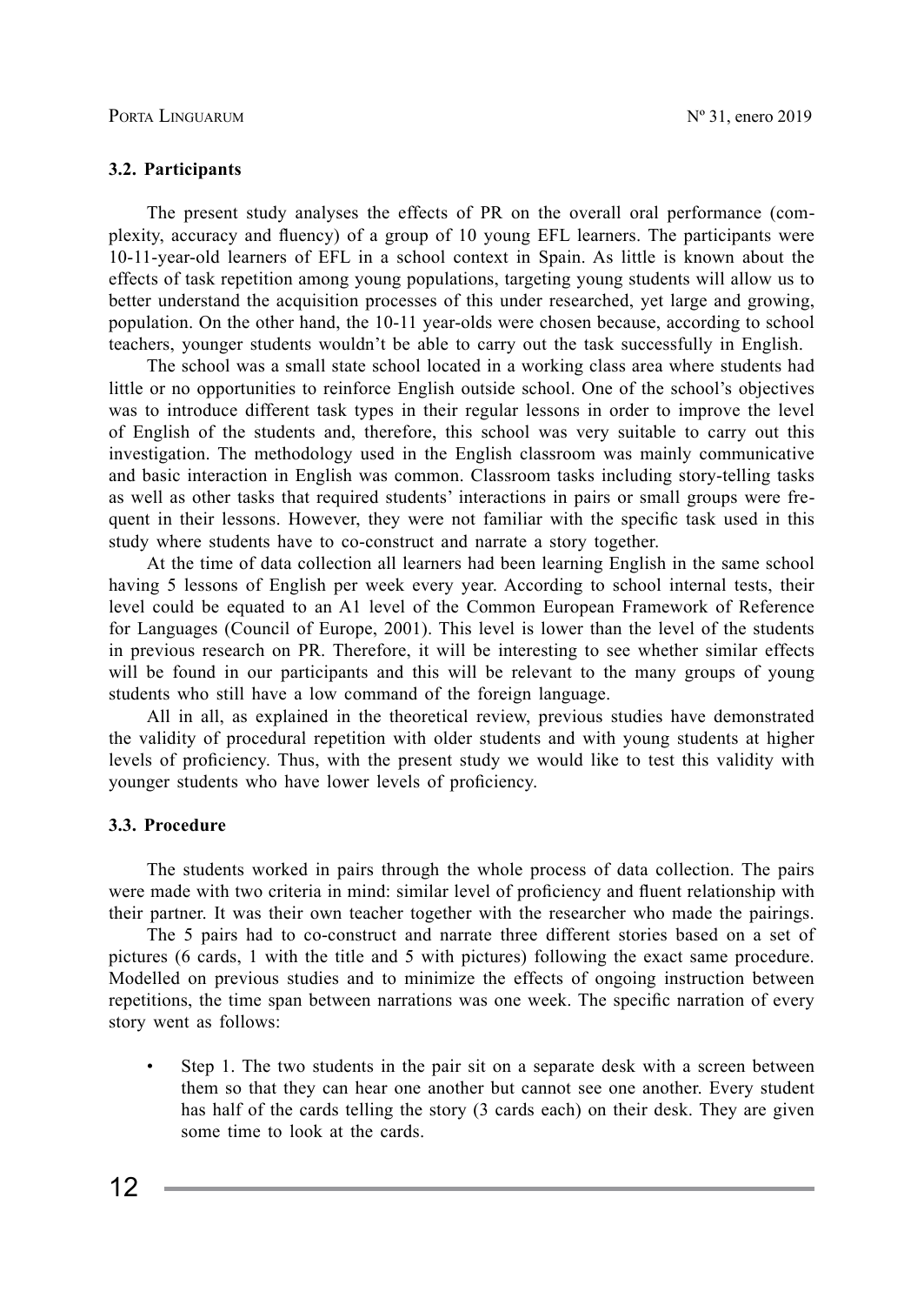### 3.2. Participants

The present study analyses the effects of PR on the overall oral performance (complexity, accuracy and fluency) of a group of 10 young EFL learners. The participants were 10-11-year-old learners of EFL in a school context in Spain. As little is known about the effects of task repetition among young populations, targeting young students will allow us to better understand the acquisition processes of this under researched, yet large and growing, population. On the other hand, the 10-11 year-olds were chosen because, according to school teachers, younger students wouldn't be able to carry out the task successfully in English.

The school was a small state school located in a working class area where students had little or no opportunities to reinforce English outside school. One of the school's objectives was to introduce different task types in their regular lessons in order to improve the level of English of the students and, therefore, this school was very suitable to carry out this investigation. The methodology used in the English classroom was mainly communicative and basic interaction in English was common. Classroom tasks including story-telling tasks as well as other tasks that required students' interactions in pairs or small groups were frequent in their lessons. However, they were not familiar with the specific task used in this study where students have to co-construct and narrate a story together.

At the time of data collection all learners had been learning English in the same school having 5 lessons of English per week every year. According to school internal tests, their level could be equated to an A1 level of the Common European Framework of Reference for Languages (Council of Europe, 2001). This level is lower than the level of the students in previous research on PR. Therefore, it will be interesting to see whether similar effects will be found in our participants and this will be relevant to the many groups of young students who still have a low command of the foreign language.

All in all, as explained in the theoretical review, previous studies have demonstrated the validity of procedural repetition with older students and with young students at higher levels of proficiency. Thus, with the present study we would like to test this validity with younger students who have lower levels of proficiency.

### 3.3. Procedure

The students worked in pairs through the whole process of data collection. The pairs were made with two criteria in mind: similar level of proficiency and fluent relationship with their partner. It was their own teacher together with the researcher who made the pairings.

The 5 pairs had to co-construct and narrate three different stories based on a set of pictures (6 cards, 1 with the title and 5 with pictures) following the exact same procedure. Modelled on previous studies and to minimize the effects of ongoing instruction between repetitions, the time span between narrations was one week. The specific narration of every story went as follows:

- Step 1. The two students in the pair sit on a separate desk with a screen between them so that they can hear one another but cannot see one another. Every student has half of the cards telling the story (3 cards each) on their desk. They are given some time to look at the cards.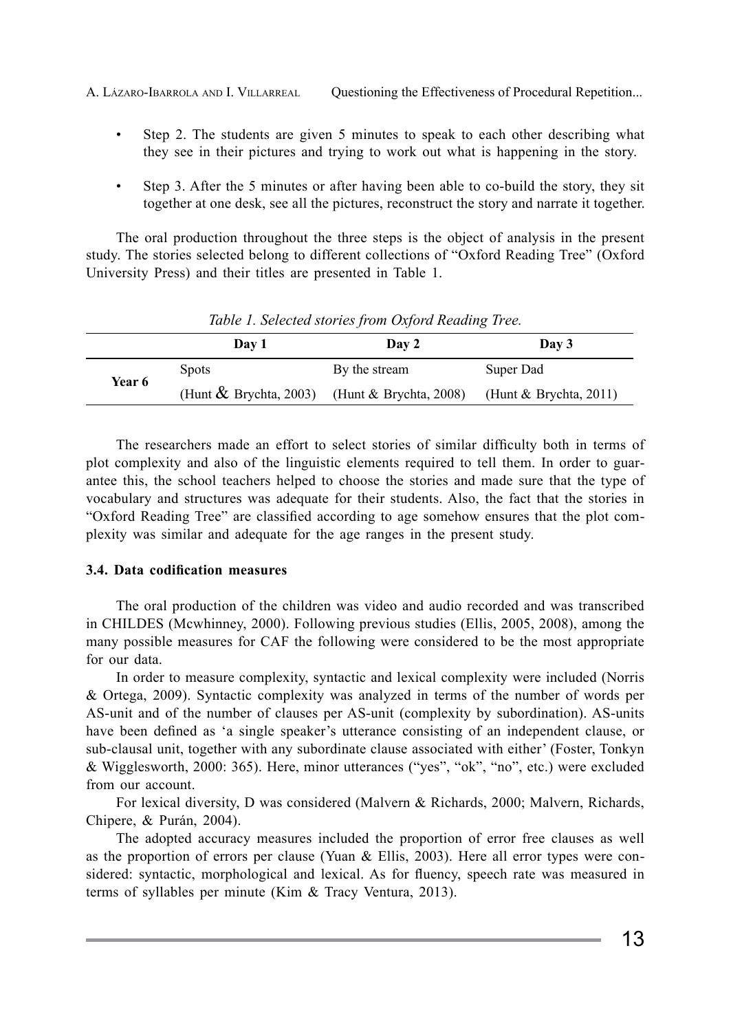- Step 2. The students are given 5 minutes to speak to each other describing what they see in their pictures and trying to work out what is happening in the story.
- Step 3. After the 5 minutes or after having been able to co-build the story, they sit together at one desk, see all the pictures, reconstruct the story and narrate it together.

The oral production throughout the three steps is the object of analysis in the present study. The stories selected belong to different collections of "Oxford Reading Tree" (Oxford University Press) and their titles are presented in Table 1.

*Table 1. Selected stories from Oxford Reading Tree.*

| | Day 1 | Day 2 | Day 3 |
|---|---|---|---|
| **Year 6** | Spots (Hunt & Brychta, 2003) | By the stream (Hunt & Brychta, 2008) | Super Dad (Hunt & Brychta, 2011) |

The researchers made an effort to select stories of similar difficulty both in terms of plot complexity and also of the linguistic elements required to tell them. In order to guarantee this, the school teachers helped to choose the stories and made sure that the type of vocabulary and structures was adequate for their students. Also, the fact that the stories in "Oxford Reading Tree" are classified according to age somehow ensures that the plot complexity was similar and adequate for the age ranges in the present study.

### 3.4. Data codification measures

The oral production of the children was video and audio recorded and was transcribed in CHILDES (Mcwhinney, 2000). Following previous studies (Ellis, 2005, 2008), among the many possible measures for CAF the following were considered to be the most appropriate for our data.

In order to measure complexity, syntactic and lexical complexity were included (Norris & Ortega, 2009). Syntactic complexity was analyzed in terms of the number of words per AS-unit and of the number of clauses per AS-unit (complexity by subordination). AS-units have been defined as 'a single speaker's utterance consisting of an independent clause, or sub-clausal unit, together with any subordinate clause associated with either' (Foster, Tonkyn & Wigglesworth, 2000: 365). Here, minor utterances ("yes", "ok", "no", etc.) were excluded from our account.

For lexical diversity, D was considered (Malvern & Richards, 2000; Malvern, Richards, Chipere, & Purán, 2004).

The adopted accuracy measures included the proportion of error free clauses as well as the proportion of errors per clause (Yuan & Ellis, 2003). Here all error types were considered: syntactic, morphological and lexical. As for fluency, speech rate was measured in terms of syllables per minute (Kim & Tracy Ventura, 2013).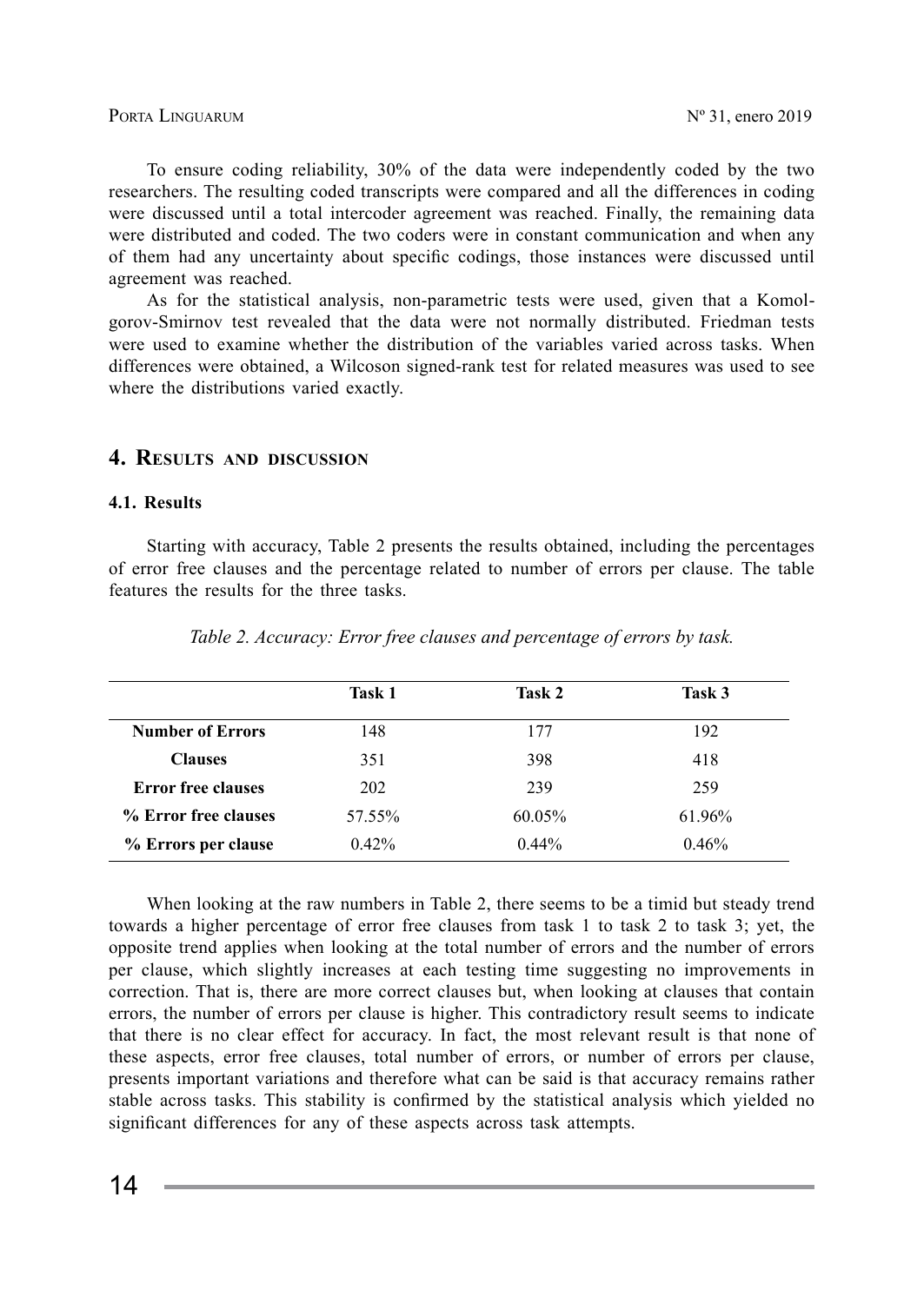To ensure coding reliability, 30% of the data were independently coded by the two researchers. The resulting coded transcripts were compared and all the differences in coding were discussed until a total intercoder agreement was reached. Finally, the remaining data were distributed and coded. The two coders were in constant communication and when any of them had any uncertainty about specific codings, those instances were discussed until agreement was reached.

As for the statistical analysis, non-parametric tests were used, given that a Komolgorov-Smirnov test revealed that the data were not normally distributed. Friedman tests were used to examine whether the distribution of the variables varied across tasks. When differences were obtained, a Wilcoson signed-rank test for related measures was used to see where the distributions varied exactly.

## 4. Results and discussion

### 4.1. Results

Starting with accuracy, Table 2 presents the results obtained, including the percentages of error free clauses and the percentage related to number of errors per clause. The table features the results for the three tasks.

*Table 2. Accuracy: Error free clauses and percentage of errors by task.*

| | Task 1 | Task 2 | Task 3 |
|---|---|---|---|
| **Number of Errors** | 148 | 177 | 192 |
| **Clauses** | 351 | 398 | 418 |
| **Error free clauses** | 202 | 239 | 259 |
| **% Error free clauses** | 57.55% | 60.05% | 61.96% |
| **% Errors per clause** | 0.42% | 0.44% | 0.46% |

When looking at the raw numbers in Table 2, there seems to be a timid but steady trend towards a higher percentage of error free clauses from task 1 to task 2 to task 3; yet, the opposite trend applies when looking at the total number of errors and the number of errors per clause, which slightly increases at each testing time suggesting no improvements in correction. That is, there are more correct clauses but, when looking at clauses that contain errors, the number of errors per clause is higher. This contradictory result seems to indicate that there is no clear effect for accuracy. In fact, the most relevant result is that none of these aspects, error free clauses, total number of errors, or number of errors per clause, presents important variations and therefore what can be said is that accuracy remains rather stable across tasks. This stability is confirmed by the statistical analysis which yielded no significant differences for any of these aspects across task attempts.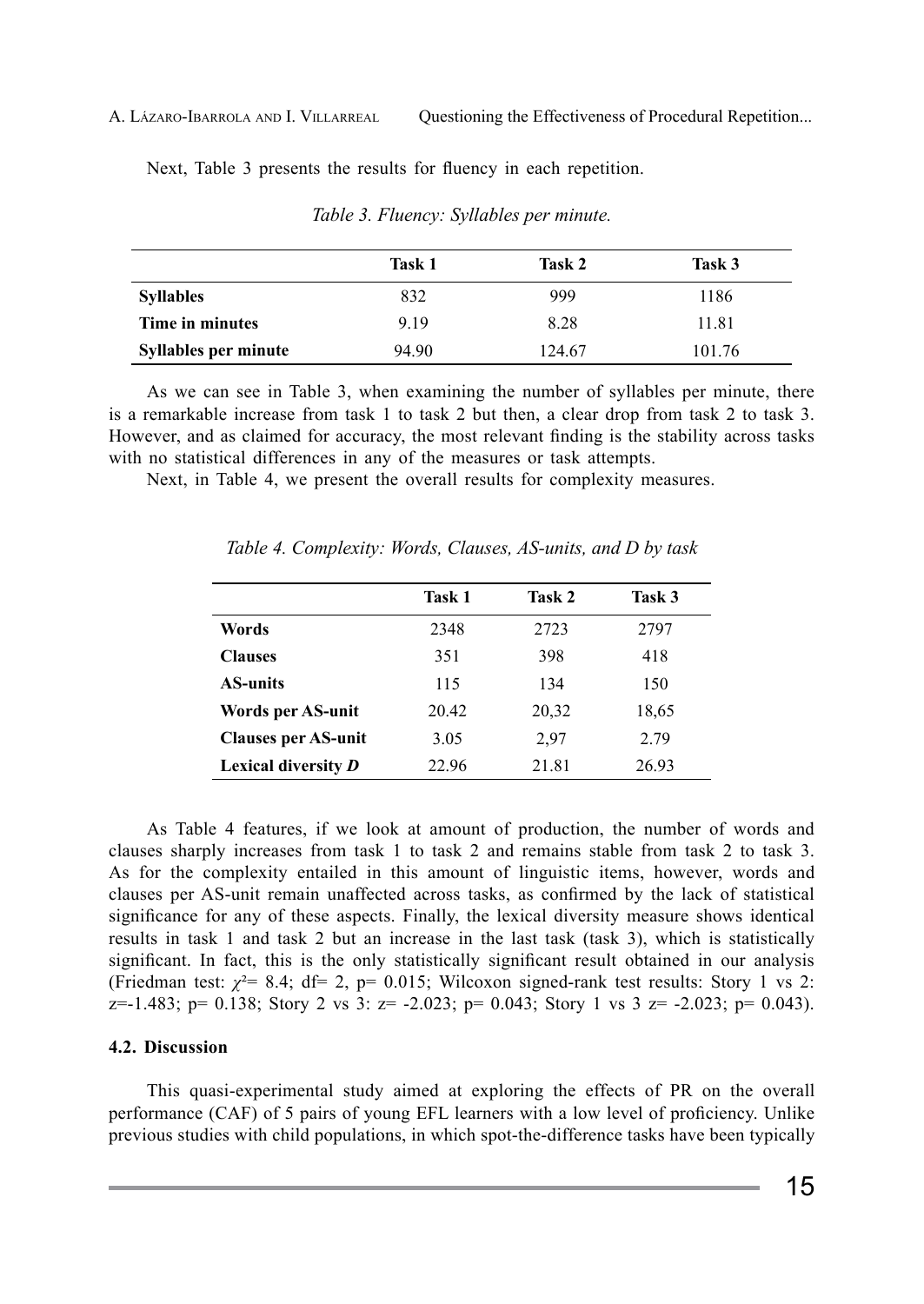Next, Table 3 presents the results for fluency in each repetition.

*Table 3. Fluency: Syllables per minute.*

| | Task 1 | Task 2 | Task 3 |
|---|---|---|---|
| **Syllables** | 832 | 999 | 1186 |
| **Time in minutes** | 9.19 | 8.28 | 11.81 |
| **Syllables per minute** | 94.90 | 124.67 | 101.76 |

As we can see in Table 3, when examining the number of syllables per minute, there is a remarkable increase from task 1 to task 2 but then, a clear drop from task 2 to task 3. However, and as claimed for accuracy, the most relevant finding is the stability across tasks with no statistical differences in any of the measures or task attempts.

Next, in Table 4, we present the overall results for complexity measures.

*Table 4. Complexity: Words, Clauses, AS-units, and D by task*

| | Task 1 | Task 2 | Task 3 |
|---|---|---|---|
| **Words** | 2348 | 2723 | 2797 |
| **Clauses** | 351 | 398 | 418 |
| **AS-units** | 115 | 134 | 150 |
| **Words per AS-unit** | 20.42 | 20,32 | 18,65 |
| **Clauses per AS-unit** | 3.05 | 2,97 | 2.79 |
| **Lexical diversity *D*** | 22.96 | 21.81 | 26.93 |

As Table 4 features, if we look at amount of production, the number of words and clauses sharply increases from task 1 to task 2 and remains stable from task 2 to task 3. As for the complexity entailed in this amount of linguistic items, however, words and clauses per AS-unit remain unaffected across tasks, as confirmed by the lack of statistical significance for any of these aspects. Finally, the lexical diversity measure shows identical results in task 1 and task 2 but an increase in the last task (task 3), which is statistically significant. In fact, this is the only statistically significant result obtained in our analysis (Friedman test: $\chi^2$= 8.4; df= 2, p= 0.015; Wilcoxon signed-rank test results: Story 1 vs 2: z=-1.483; p= 0.138; Story 2 vs 3: z= -2.023; p= 0.043; Story 1 vs 3 z= -2.023; p= 0.043).

### 4.2. Discussion

This quasi-experimental study aimed at exploring the effects of PR on the overall performance (CAF) of 5 pairs of young EFL learners with a low level of proficiency. Unlike previous studies with child populations, in which spot-the-difference tasks have been typically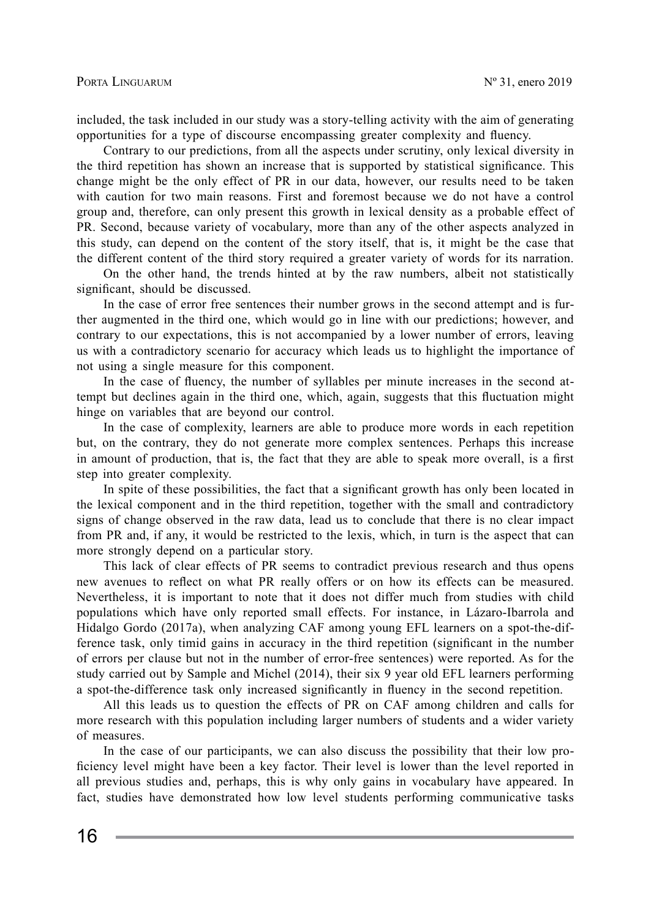included, the task included in our study was a story-telling activity with the aim of generating opportunities for a type of discourse encompassing greater complexity and fluency.

Contrary to our predictions, from all the aspects under scrutiny, only lexical diversity in the third repetition has shown an increase that is supported by statistical significance. This change might be the only effect of PR in our data, however, our results need to be taken with caution for two main reasons. First and foremost because we do not have a control group and, therefore, can only present this growth in lexical density as a probable effect of PR. Second, because variety of vocabulary, more than any of the other aspects analyzed in this study, can depend on the content of the story itself, that is, it might be the case that the different content of the third story required a greater variety of words for its narration.

On the other hand, the trends hinted at by the raw numbers, albeit not statistically significant, should be discussed.

In the case of error free sentences their number grows in the second attempt and is further augmented in the third one, which would go in line with our predictions; however, and contrary to our expectations, this is not accompanied by a lower number of errors, leaving us with a contradictory scenario for accuracy which leads us to highlight the importance of not using a single measure for this component.

In the case of fluency, the number of syllables per minute increases in the second attempt but declines again in the third one, which, again, suggests that this fluctuation might hinge on variables that are beyond our control.

In the case of complexity, learners are able to produce more words in each repetition but, on the contrary, they do not generate more complex sentences. Perhaps this increase in amount of production, that is, the fact that they are able to speak more overall, is a first step into greater complexity.

In spite of these possibilities, the fact that a significant growth has only been located in the lexical component and in the third repetition, together with the small and contradictory signs of change observed in the raw data, lead us to conclude that there is no clear impact from PR and, if any, it would be restricted to the lexis, which, in turn is the aspect that can more strongly depend on a particular story.

This lack of clear effects of PR seems to contradict previous research and thus opens new avenues to reflect on what PR really offers or on how its effects can be measured. Nevertheless, it is important to note that it does not differ much from studies with child populations which have only reported small effects. For instance, in Lázaro-Ibarrola and Hidalgo Gordo (2017a), when analyzing CAF among young EFL learners on a spot-the-difference task, only timid gains in accuracy in the third repetition (significant in the number of errors per clause but not in the number of error-free sentences) were reported. As for the study carried out by Sample and Michel (2014), their six 9 year old EFL learners performing a spot-the-difference task only increased significantly in fluency in the second repetition.

All this leads us to question the effects of PR on CAF among children and calls for more research with this population including larger numbers of students and a wider variety of measures.

In the case of our participants, we can also discuss the possibility that their low proficiency level might have been a key factor. Their level is lower than the level reported in all previous studies and, perhaps, this is why only gains in vocabulary have appeared. In fact, studies have demonstrated how low level students performing communicative tasks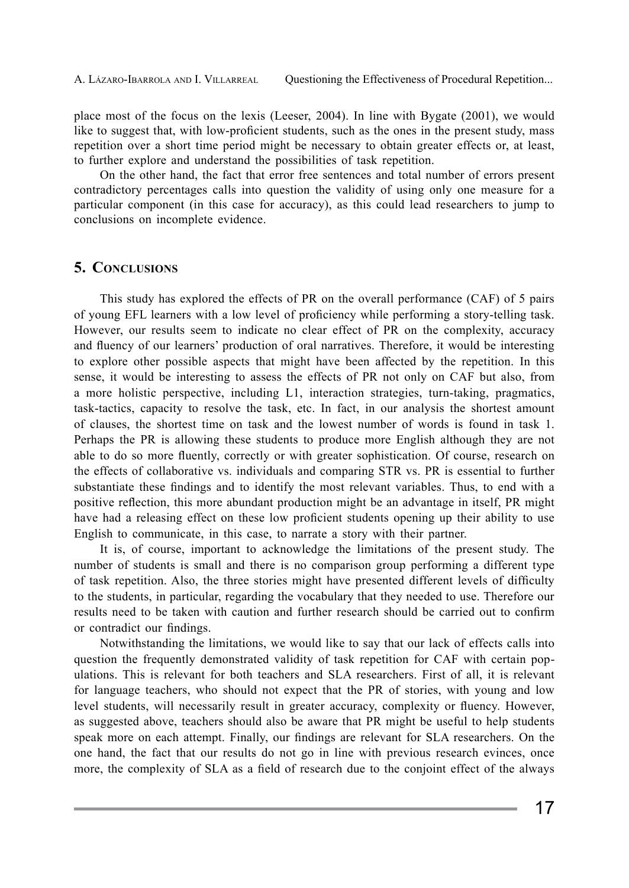place most of the focus on the lexis (Leeser, 2004). In line with Bygate (2001), we would like to suggest that, with low-proficient students, such as the ones in the present study, mass repetition over a short time period might be necessary to obtain greater effects or, at least, to further explore and understand the possibilities of task repetition.

On the other hand, the fact that error free sentences and total number of errors present contradictory percentages calls into question the validity of using only one measure for a particular component (in this case for accuracy), as this could lead researchers to jump to conclusions on incomplete evidence.

## 5. Conclusions

This study has explored the effects of PR on the overall performance (CAF) of 5 pairs of young EFL learners with a low level of proficiency while performing a story-telling task. However, our results seem to indicate no clear effect of PR on the complexity, accuracy and fluency of our learners' production of oral narratives. Therefore, it would be interesting to explore other possible aspects that might have been affected by the repetition. In this sense, it would be interesting to assess the effects of PR not only on CAF but also, from a more holistic perspective, including L1, interaction strategies, turn-taking, pragmatics, task-tactics, capacity to resolve the task, etc. In fact, in our analysis the shortest amount of clauses, the shortest time on task and the lowest number of words is found in task 1. Perhaps the PR is allowing these students to produce more English although they are not able to do so more fluently, correctly or with greater sophistication. Of course, research on the effects of collaborative vs. individuals and comparing STR vs. PR is essential to further substantiate these findings and to identify the most relevant variables. Thus, to end with a positive reflection, this more abundant production might be an advantage in itself, PR might have had a releasing effect on these low proficient students opening up their ability to use English to communicate, in this case, to narrate a story with their partner.

It is, of course, important to acknowledge the limitations of the present study. The number of students is small and there is no comparison group performing a different type of task repetition. Also, the three stories might have presented different levels of difficulty to the students, in particular, regarding the vocabulary that they needed to use. Therefore our results need to be taken with caution and further research should be carried out to confirm or contradict our findings.

Notwithstanding the limitations, we would like to say that our lack of effects calls into question the frequently demonstrated validity of task repetition for CAF with certain populations. This is relevant for both teachers and SLA researchers. First of all, it is relevant for language teachers, who should not expect that the PR of stories, with young and low level students, will necessarily result in greater accuracy, complexity or fluency. However, as suggested above, teachers should also be aware that PR might be useful to help students speak more on each attempt. Finally, our findings are relevant for SLA researchers. On the one hand, the fact that our results do not go in line with previous research evinces, once more, the complexity of SLA as a field of research due to the conjoint effect of the always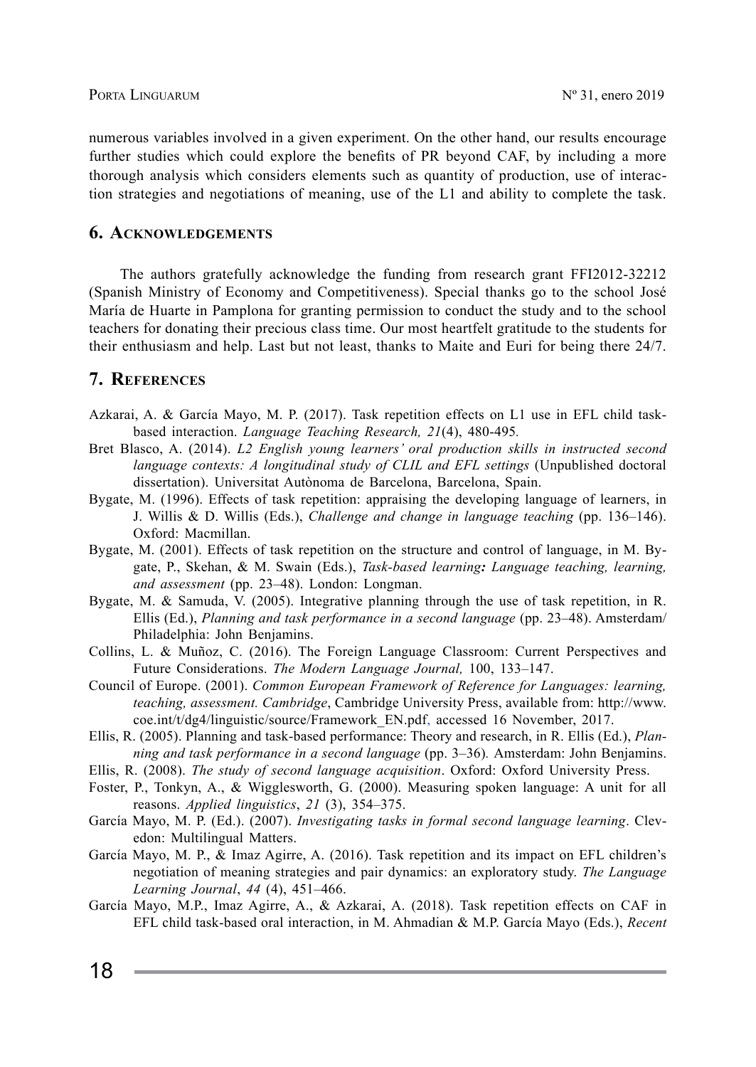numerous variables involved in a given experiment. On the other hand, our results encourage further studies which could explore the benefits of PR beyond CAF, by including a more thorough analysis which considers elements such as quantity of production, use of interaction strategies and negotiations of meaning, use of the L1 and ability to complete the task.

## 6. Acknowledgements

The authors gratefully acknowledge the funding from research grant FFI2012-32212 (Spanish Ministry of Economy and Competitiveness). Special thanks go to the school José María de Huarte in Pamplona for granting permission to conduct the study and to the school teachers for donating their precious class time. Our most heartfelt gratitude to the students for their enthusiasm and help. Last but not least, thanks to Maite and Euri for being there 24/7.

## 7. References

Azkarai, A. & García Mayo, M. P. (2017). Task repetition effects on L1 use in EFL child task-based interaction. *Language Teaching Research, 21*(4), 480-495.

Bret Blasco, A. (2014). *L2 English young learners' oral production skills in instructed second language contexts: A longitudinal study of CLIL and EFL settings* (Unpublished doctoral dissertation). Universitat Autònoma de Barcelona, Barcelona, Spain.

Bygate, M. (1996). Effects of task repetition: appraising the developing language of learners, in J. Willis & D. Willis (Eds.), *Challenge and change in language teaching* (pp. 136–146). Oxford: Macmillan.

Bygate, M. (2001). Effects of task repetition on the structure and control of language, in M. Bygate, P., Skehan, & M. Swain (Eds.), *Task-based learning: Language teaching, learning, and assessment* (pp. 23–48). London: Longman.

Bygate, M. & Samuda, V. (2005). Integrative planning through the use of task repetition, in R. Ellis (Ed.), *Planning and task performance in a second language* (pp. 23–48). Amsterdam/ Philadelphia: John Benjamins.

Collins, L. & Muñoz, C. (2016). The Foreign Language Classroom: Current Perspectives and Future Considerations. *The Modern Language Journal,* 100, 133–147.

Council of Europe. (2001). *Common European Framework of Reference for Languages: learning, teaching, assessment. Cambridge*, Cambridge University Press, available from: http://www.coe.int/t/dg4/linguistic/source/Framework_EN.pdf, accessed 16 November, 2017.

Ellis, R. (2005). Planning and task-based performance: Theory and research, in R. Ellis (Ed.), *Planning and task performance in a second language* (pp. 3–36)*.* Amsterdam: John Benjamins.

Ellis, R. (2008). *The study of second language acquisition*. Oxford: Oxford University Press.

Foster, P., Tonkyn, A., & Wigglesworth, G. (2000). Measuring spoken language: A unit for all reasons. *Applied linguistics*, *21* (3), 354–375.

García Mayo, M. P. (Ed.). (2007). *Investigating tasks in formal second language learning*. Clevedon: Multilingual Matters.

García Mayo, M. P., & Imaz Agirre, A. (2016). Task repetition and its impact on EFL children's negotiation of meaning strategies and pair dynamics: an exploratory study. *The Language Learning Journal*, *44* (4), 451–466.

García Mayo, M.P., Imaz Agirre, A., & Azkarai, A. (2018). Task repetition effects on CAF in EFL child task-based oral interaction, in M. Ahmadian & M.P. García Mayo (Eds.), *Recent*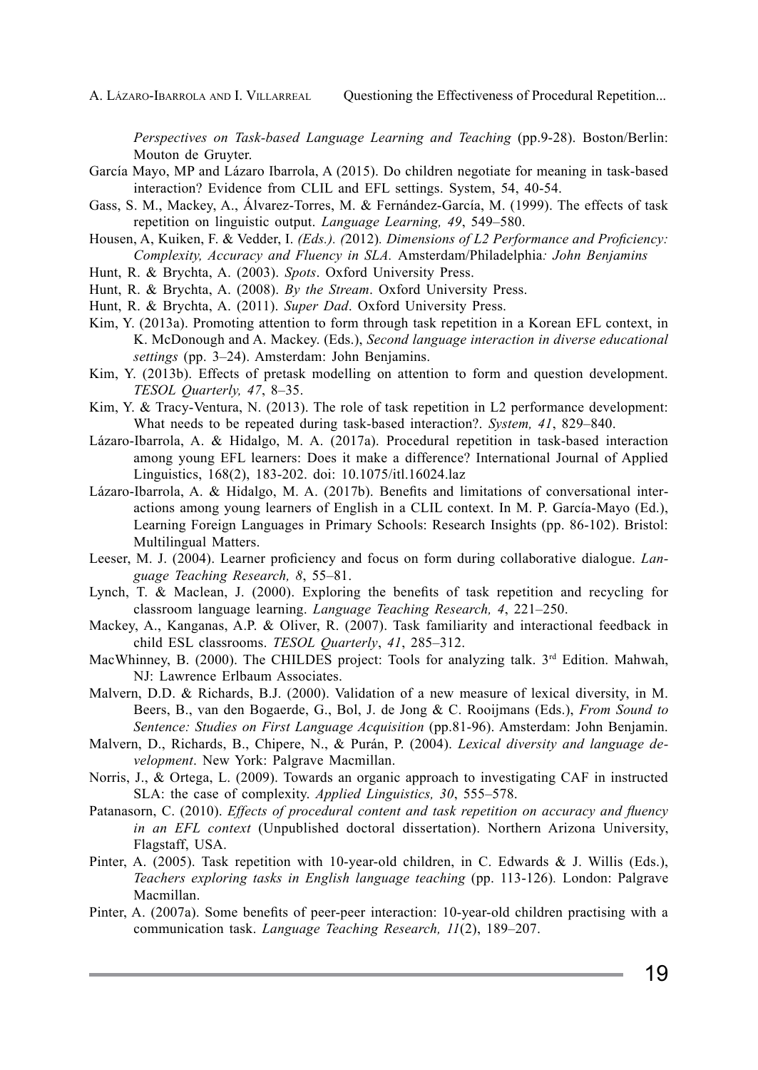*Perspectives on Task-based Language Learning and Teaching* (pp.9-28). Boston/Berlin: Mouton de Gruyter.

García Mayo, MP and Lázaro Ibarrola, A (2015). Do children negotiate for meaning in task-based interaction? Evidence from CLIL and EFL settings. System, 54, 40-54.

Gass, S. M., Mackey, A., Álvarez-Torres, M. & Fernández-García, M. (1999). The effects of task repetition on linguistic output. *Language Learning, 49*, 549–580.

Housen, A, Kuiken, F. & Vedder, I. *(Eds.). (*2012)*. Dimensions of L2 Performance and Proficiency: Complexity, Accuracy and Fluency in SLA.* Amsterdam/Philadelphia*: John Benjamins*

Hunt, R. & Brychta, A. (2003). *Spots*. Oxford University Press.

Hunt, R. & Brychta, A. (2008). *By the Stream*. Oxford University Press.

Hunt, R. & Brychta, A. (2011). *Super Dad*. Oxford University Press.

Kim, Y. (2013a). Promoting attention to form through task repetition in a Korean EFL context, in K. McDonough and A. Mackey. (Eds.), *Second language interaction in diverse educational settings* (pp. 3–24). Amsterdam: John Benjamins.

Kim, Y. (2013b). Effects of pretask modelling on attention to form and question development. *TESOL Quarterly, 47*, 8–35.

Kim, Y. & Tracy-Ventura, N. (2013). The role of task repetition in L2 performance development: What needs to be repeated during task-based interaction?. *System, 41*, 829–840.

Lázaro-Ibarrola, A. & Hidalgo, M. A. (2017a). Procedural repetition in task-based interaction among young EFL learners: Does it make a difference? International Journal of Applied Linguistics, 168(2), 183-202. doi: 10.1075/itl.16024.laz

Lázaro-Ibarrola, A. & Hidalgo, M. A. (2017b). Benefits and limitations of conversational interactions among young learners of English in a CLIL context. In M. P. García-Mayo (Ed.), Learning Foreign Languages in Primary Schools: Research Insights (pp. 86-102). Bristol: Multilingual Matters.

Leeser, M. J. (2004). Learner proficiency and focus on form during collaborative dialogue. *Language Teaching Research, 8*, 55–81.

Lynch, T. & Maclean, J. (2000). Exploring the benefits of task repetition and recycling for classroom language learning. *Language Teaching Research, 4*, 221–250.

Mackey, A., Kanganas, A.P. & Oliver, R. (2007). Task familiarity and interactional feedback in child ESL classrooms. *TESOL Quarterly*, *41*, 285–312.

MacWhinney, B. (2000). The CHILDES project: Tools for analyzing talk. 3rd Edition. Mahwah, NJ: Lawrence Erlbaum Associates.

Malvern, D.D. & Richards, B.J. (2000). Validation of a new measure of lexical diversity, in M. Beers, B., van den Bogaerde, G., Bol, J. de Jong & C. Rooijmans (Eds.), *From Sound to Sentence: Studies on First Language Acquisition* (pp.81-96). Amsterdam: John Benjamin.

Malvern, D., Richards, B., Chipere, N., & Purán, P. (2004). *Lexical diversity and language development*. New York: Palgrave Macmillan.

Norris, J., & Ortega, L. (2009). Towards an organic approach to investigating CAF in instructed SLA: the case of complexity. *Applied Linguistics, 30*, 555–578.

Patanasorn, C. (2010). *Effects of procedural content and task repetition on accuracy and fluency in an EFL context* (Unpublished doctoral dissertation). Northern Arizona University, Flagstaff, USA.

Pinter, A. (2005). Task repetition with 10-year-old children, in C. Edwards & J. Willis (Eds.), *Teachers exploring tasks in English language teaching* (pp. 113-126)*.* London: Palgrave Macmillan.

Pinter, A. (2007a). Some benefits of peer-peer interaction: 10-year-old children practising with a communication task. *Language Teaching Research, 11*(2), 189–207.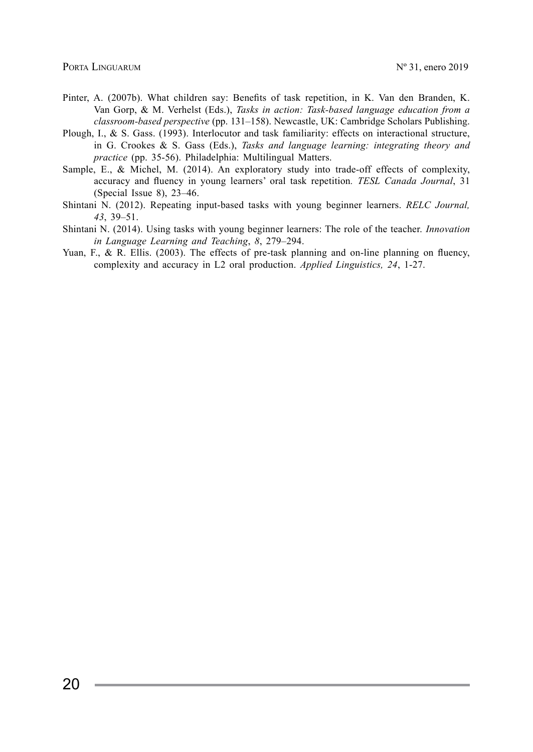Pinter, A. (2007b). What children say: Benefits of task repetition, in K. Van den Branden, K. Van Gorp, & M. Verhelst (Eds.), *Tasks in action: Task-based language education from a classroom-based perspective* (pp. 131–158). Newcastle, UK: Cambridge Scholars Publishing.

Plough, I., & S. Gass. (1993). Interlocutor and task familiarity: effects on interactional structure, in G. Crookes & S. Gass (Eds.), *Tasks and language learning: integrating theory and practice* (pp. 35-56). Philadelphia: Multilingual Matters.

Sample, E., & Michel, M. (2014). An exploratory study into trade-off effects of complexity, accuracy and fluency in young learners' oral task repetition. *TESL Canada Journal*, 31 (Special Issue 8), 23–46.

Shintani N. (2012). Repeating input-based tasks with young beginner learners. *RELC Journal, 43*, 39–51.

Shintani N. (2014). Using tasks with young beginner learners: The role of the teacher. *Innovation in Language Learning and Teaching*, *8*, 279–294.

Yuan, F., & R. Ellis. (2003). The effects of pre-task planning and on-line planning on fluency, complexity and accuracy in L2 oral production. *Applied Linguistics, 24*, 1-27.